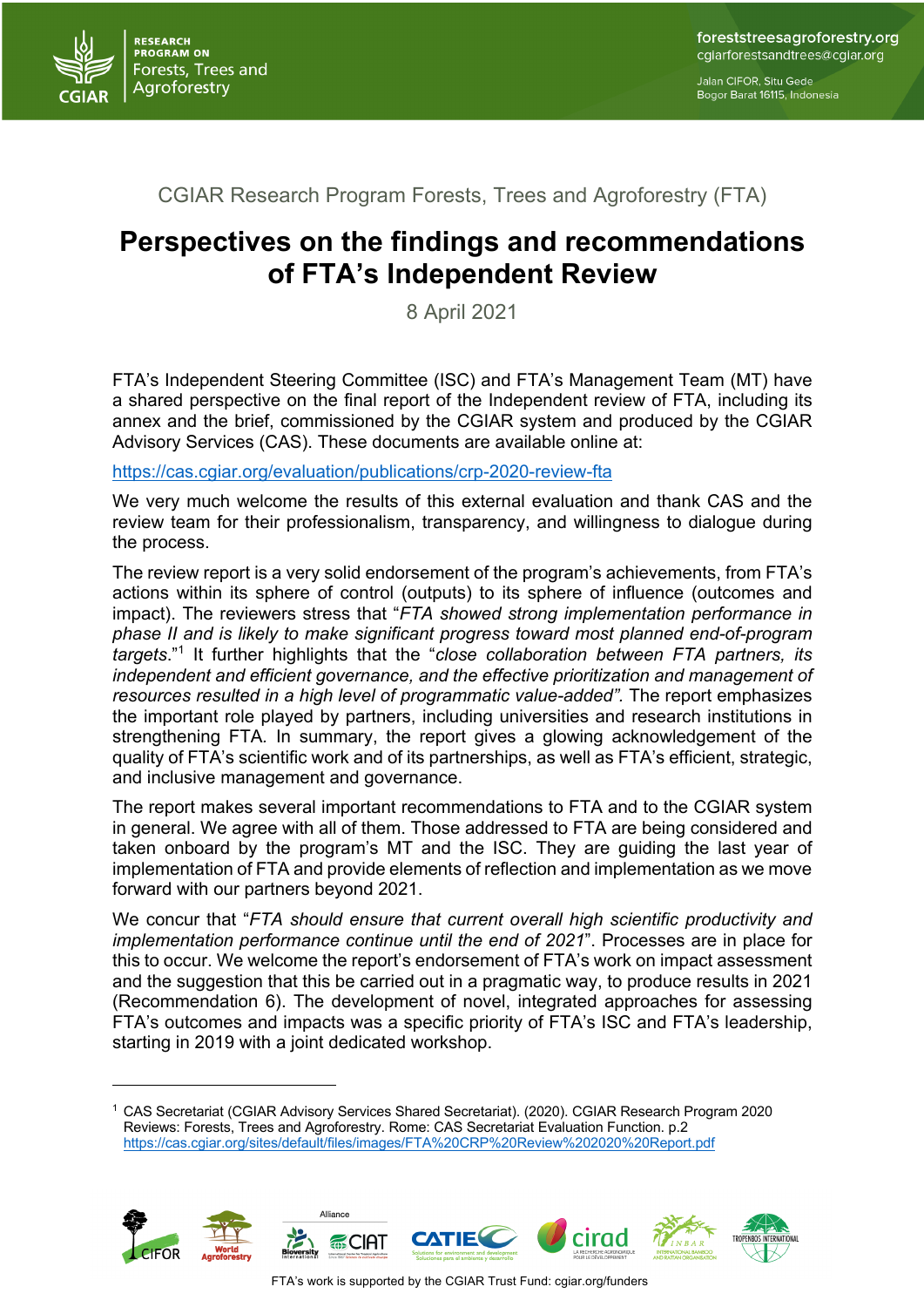CGIAR Research Program Forests, Trees and Agroforestry (FTA)

# Perspectives on the findings and recommendations of FTA's Independent Review

8 April 2021

FTA's Independent Steering Committee (ISC) and FTA's Management Team (MT) have a shared perspective on the final report of the Independent review of FTA, including its annex and the brief, commissioned by the CGIAR system and produced by the CGIAR Advisory Services (CAS). These documents are available online at:

https://cas.cgiar.org/evaluation/publications/crp-2020-review-fta

We very much welcome the results of this external evaluation and thank CAS and the review team for their professionalism, transparency, and willingness to dialogue during the process.

The review report is a very solid endorsement of the program's achievements, from FTA's actions within its sphere of control (outputs) to its sphere of influence (outcomes and impact). The reviewers stress that "*FTA showed strong implementation performance in phase II and is likely to make significant progress toward most planned end-of-program targets*."[1] It further highlights that the "*close collaboration between FTA partners, its independent and efficient governance, and the effective prioritization and management of resources resulted in a high level of programmatic value-added"*. The report emphasizes the important role played by partners, including universities and research institutions in strengthening FTA. In summary, the report gives a glowing acknowledgement of the quality of FTA's scientific work and of its partnerships, as well as FTA's efficient, strategic, and inclusive management and governance.

The report makes several important recommendations to FTA and to the CGIAR system in general. We agree with all of them. Those addressed to FTA are being considered and taken onboard by the program's MT and the ISC. They are guiding the last year of implementation of FTA and provide elements of reflection and implementation as we move forward with our partners beyond 2021.

We concur that "*FTA should ensure that current overall high scientific productivity and implementation performance continue until the end of 2021*". Processes are in place for this to occur. We welcome the report's endorsement of FTA's work on impact assessment and the suggestion that this be carried out in a pragmatic way, to produce results in 2021 (Recommendation 6). The development of novel, integrated approaches for assessing FTA's outcomes and impacts was a specific priority of FTA's ISC and FTA's leadership, starting in 2019 with a joint dedicated workshop.

---

[1] CAS Secretariat (CGIAR Advisory Services Shared Secretariat). (2020). CGIAR Research Program 2020 Reviews: Forests, Trees and Agroforestry. Rome: CAS Secretariat Evaluation Function. p.2 https://cas.cgiar.org/sites/default/files/images/FTA%20CRP%20Review%202020%20Report.pdf

FTA's work is supported by the CGIAR Trust Fund: cgiar.org/funders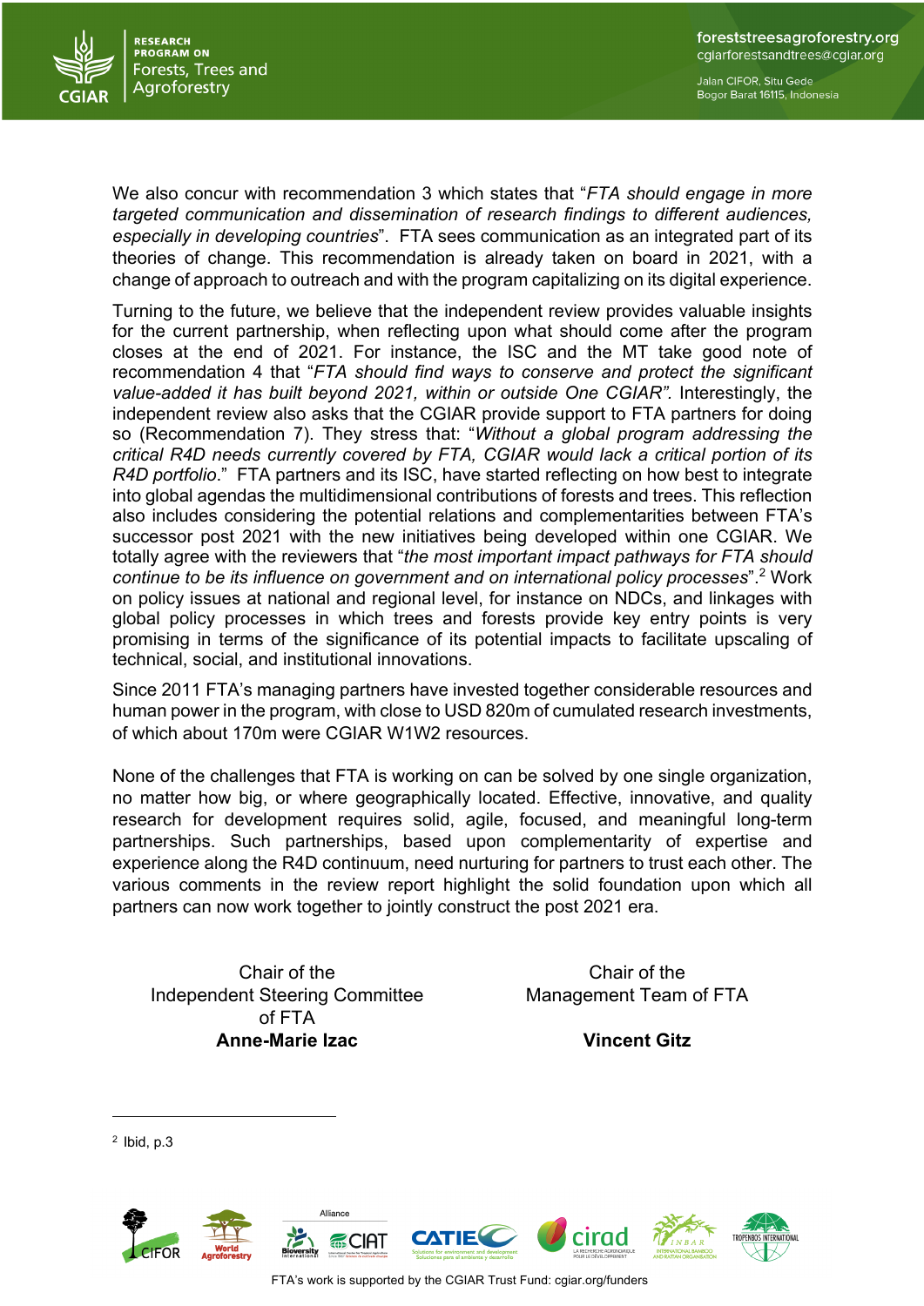We also concur with recommendation 3 which states that "*FTA should engage in more targeted communication and dissemination of research findings to different audiences, especially in developing countries*". FTA sees communication as an integrated part of its theories of change. This recommendation is already taken on board in 2021, with a change of approach to outreach and with the program capitalizing on its digital experience.

Turning to the future, we believe that the independent review provides valuable insights for the current partnership, when reflecting upon what should come after the program closes at the end of 2021. For instance, the ISC and the MT take good note of recommendation 4 that "*FTA should find ways to conserve and protect the significant value-added it has built beyond 2021, within or outside One CGIAR".* Interestingly, the independent review also asks that the CGIAR provide support to FTA partners for doing so (Recommendation 7). They stress that: "*Without a global program addressing the critical R4D needs currently covered by FTA, CGIAR would lack a critical portion of its R4D portfolio*." FTA partners and its ISC, have started reflecting on how best to integrate into global agendas the multidimensional contributions of forests and trees. This reflection also includes considering the potential relations and complementarities between FTA's successor post 2021 with the new initiatives being developed within one CGIAR. We totally agree with the reviewers that "*the most important impact pathways for FTA should continue to be its influence on government and on international policy processes*".[2] Work on policy issues at national and regional level, for instance on NDCs, and linkages with global policy processes in which trees and forests provide key entry points is very promising in terms of the significance of its potential impacts to facilitate upscaling of technical, social, and institutional innovations.

Since 2011 FTA's managing partners have invested together considerable resources and human power in the program, with close to USD 820m of cumulated research investments, of which about 170m were CGIAR W1W2 resources.

None of the challenges that FTA is working on can be solved by one single organization, no matter how big, or where geographically located. Effective, innovative, and quality research for development requires solid, agile, focused, and meaningful long-term partnerships. Such partnerships, based upon complementarity of expertise and experience along the R4D continuum, need nurturing for partners to trust each other. The various comments in the review report highlight the solid foundation upon which all partners can now work together to jointly construct the post 2021 era.

Chair of the
Independent Steering Committee
of FTA
**Anne-Marie Izac**

Chair of the
Management Team of FTA
**Vincent Gitz**

[2] Ibid, p.3